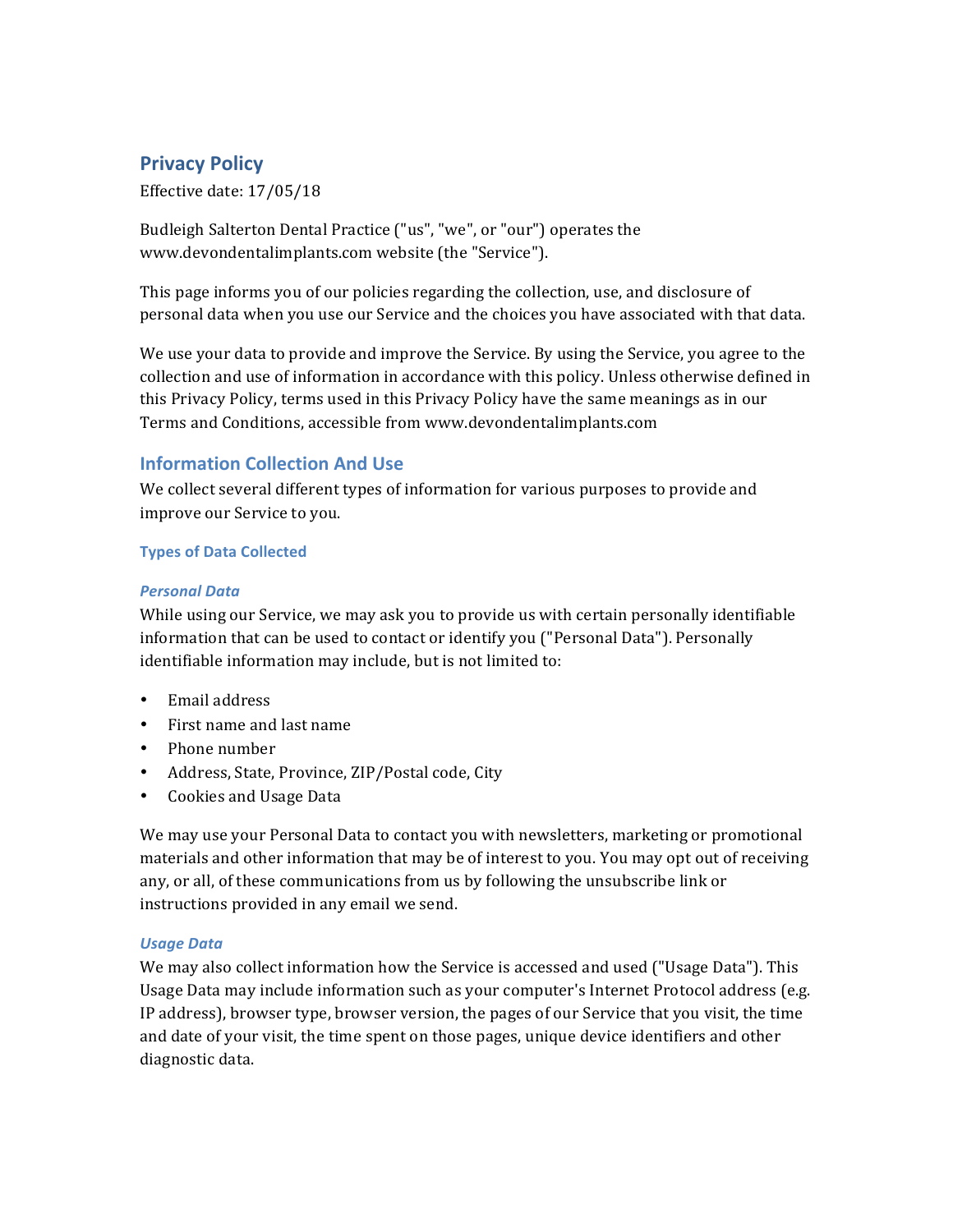# Privacy Policy

Effective date: 17/05/18

Budleigh Salterton Dental Practice ("us", "we", or "our") operates the www.devondentalimplants.com website (the "Service").

This page informs you of our policies regarding the collection, use, and disclosure of personal data when you use our Service and the choices you have associated with that data.

We use your data to provide and improve the Service. By using the Service, you agree to the collection and use of information in accordance with this policy. Unless otherwise defined in this Privacy Policy, terms used in this Privacy Policy have the same meanings as in our Terms and Conditions, accessible from www.devondentalimplants.com

## Information Collection And Use

We collect several different types of information for various purposes to provide and improve our Service to you.

### Types of Data Collected

#### *Personal Data*

While using our Service, we may ask you to provide us with certain personally identifiable information that can be used to contact or identify you ("Personal Data"). Personally identifiable information may include, but is not limited to:

- Email address
- First name and last name
- Phone number
- Address, State, Province, ZIP/Postal code, City
- Cookies and Usage Data

We may use your Personal Data to contact you with newsletters, marketing or promotional materials and other information that may be of interest to you. You may opt out of receiving any, or all, of these communications from us by following the unsubscribe link or instructions provided in any email we send.

#### *Usage Data*

We may also collect information how the Service is accessed and used ("Usage Data"). This Usage Data may include information such as your computer's Internet Protocol address (e.g. IP address), browser type, browser version, the pages of our Service that you visit, the time and date of your visit, the time spent on those pages, unique device identifiers and other diagnostic data.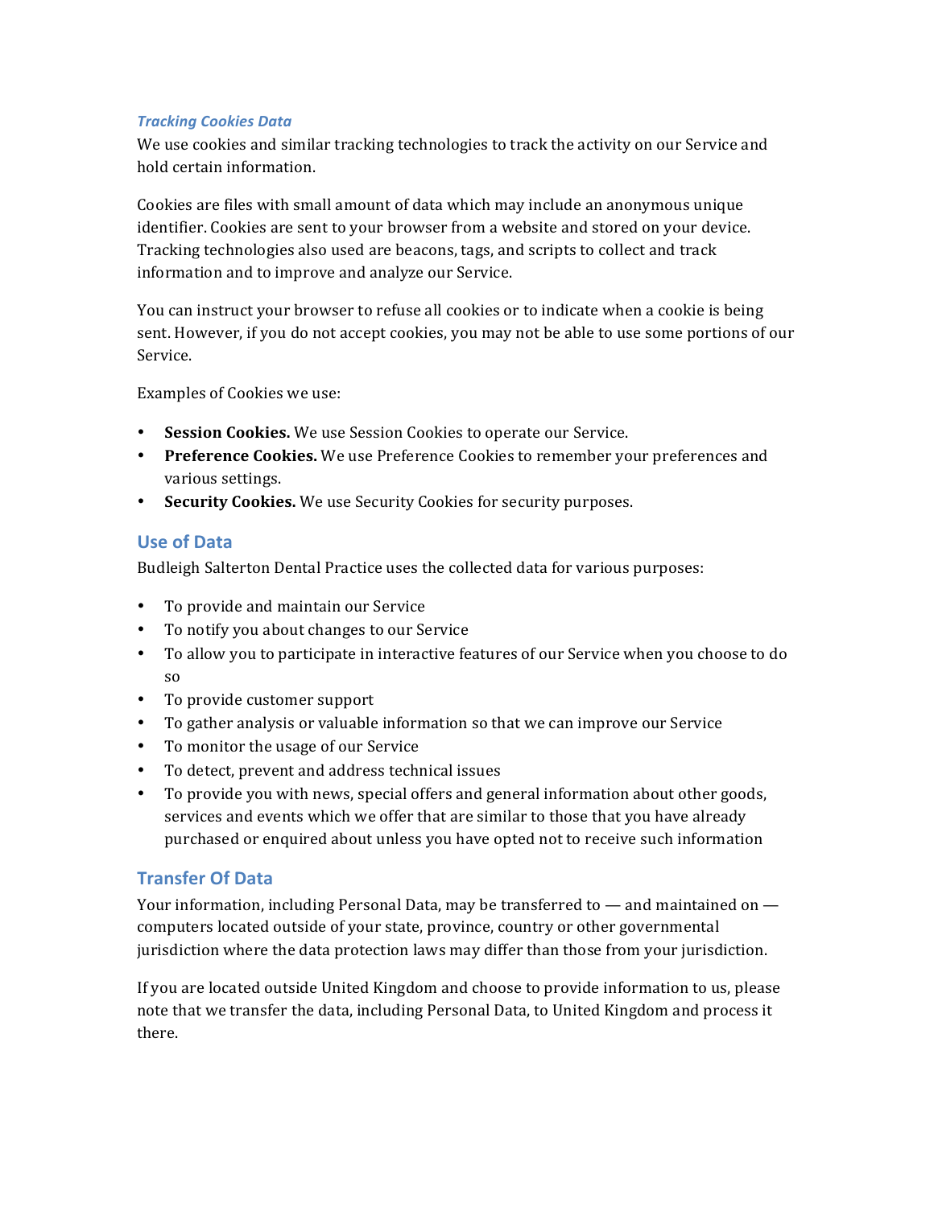### *Tracking Cookies Data*

We use cookies and similar tracking technologies to track the activity on our Service and hold certain information.

Cookies are files with small amount of data which may include an anonymous unique identifier. Cookies are sent to your browser from a website and stored on your device. Tracking technologies also used are beacons, tags, and scripts to collect and track information and to improve and analyze our Service.

You can instruct your browser to refuse all cookies or to indicate when a cookie is being sent. However, if you do not accept cookies, you may not be able to use some portions of our Service.

Examples of Cookies we use:

- **Session Cookies.** We use Session Cookies to operate our Service.
- **Preference Cookies.** We use Preference Cookies to remember your preferences and various settings.
- **Security Cookies.** We use Security Cookies for security purposes.

## Use of Data

Budleigh Salterton Dental Practice uses the collected data for various purposes:

- To provide and maintain our Service
- To notify you about changes to our Service
- To allow you to participate in interactive features of our Service when you choose to do so
- To provide customer support
- To gather analysis or valuable information so that we can improve our Service
- To monitor the usage of our Service
- To detect, prevent and address technical issues
- To provide you with news, special offers and general information about other goods, services and events which we offer that are similar to those that you have already purchased or enquired about unless you have opted not to receive such information

## Transfer Of Data

Your information, including Personal Data, may be transferred to — and maintained on — computers located outside of your state, province, country or other governmental jurisdiction where the data protection laws may differ than those from your jurisdiction.

If you are located outside United Kingdom and choose to provide information to us, please note that we transfer the data, including Personal Data, to United Kingdom and process it there.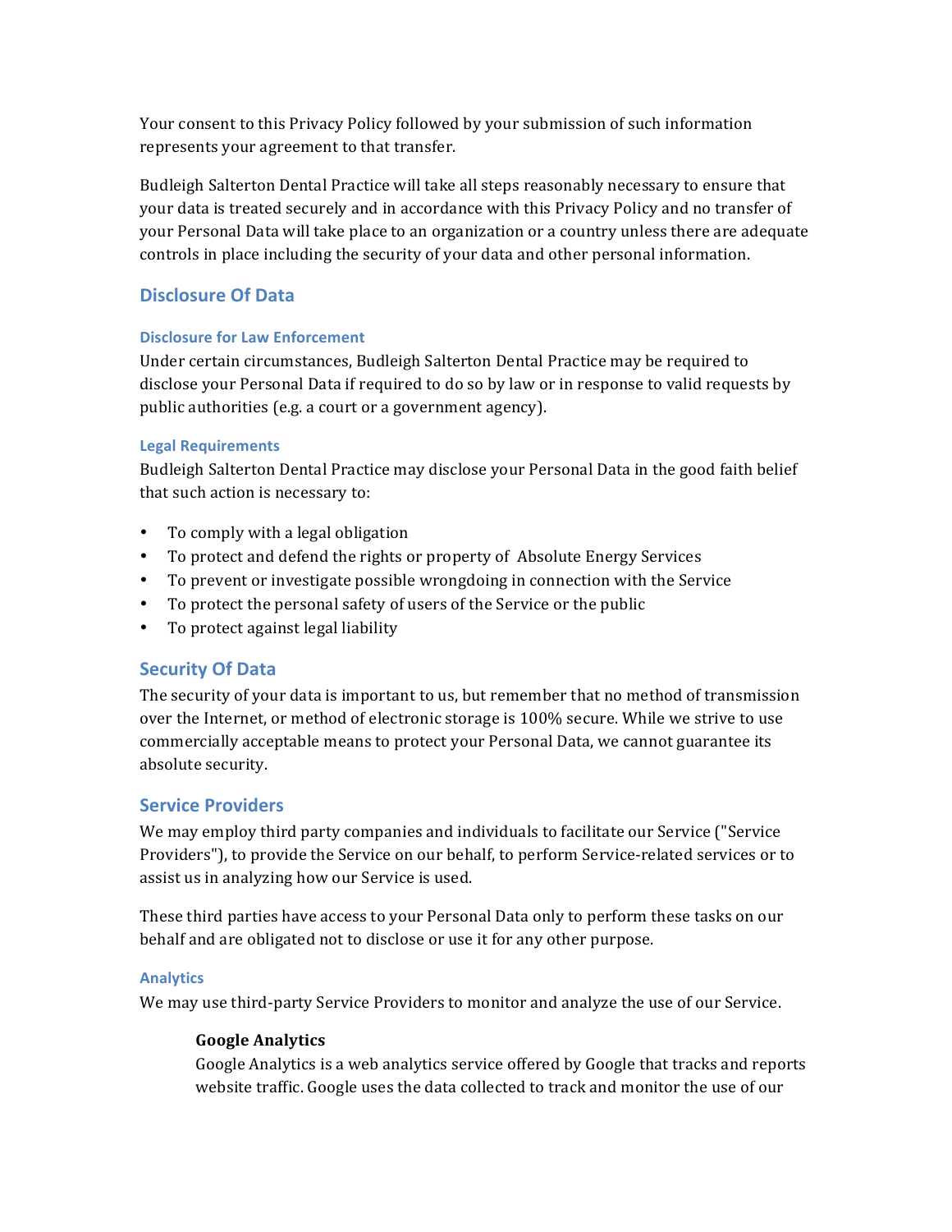Your consent to this Privacy Policy followed by your submission of such information represents your agreement to that transfer.

Budleigh Salterton Dental Practice will take all steps reasonably necessary to ensure that your data is treated securely and in accordance with this Privacy Policy and no transfer of your Personal Data will take place to an organization or a country unless there are adequate controls in place including the security of your data and other personal information.

## Disclosure Of Data

### Disclosure for Law Enforcement

Under certain circumstances, Budleigh Salterton Dental Practice may be required to disclose your Personal Data if required to do so by law or in response to valid requests by public authorities (e.g. a court or a government agency).

### Legal Requirements

Budleigh Salterton Dental Practice may disclose your Personal Data in the good faith belief that such action is necessary to:

- To comply with a legal obligation
- To protect and defend the rights or property of Absolute Energy Services
- To prevent or investigate possible wrongdoing in connection with the Service
- To protect the personal safety of users of the Service or the public
- To protect against legal liability

## Security Of Data

The security of your data is important to us, but remember that no method of transmission over the Internet, or method of electronic storage is 100% secure. While we strive to use commercially acceptable means to protect your Personal Data, we cannot guarantee its absolute security.

## Service Providers

We may employ third party companies and individuals to facilitate our Service ("Service Providers"), to provide the Service on our behalf, to perform Service-related services or to assist us in analyzing how our Service is used.

These third parties have access to your Personal Data only to perform these tasks on our behalf and are obligated not to disclose or use it for any other purpose.

### Analytics

We may use third-party Service Providers to monitor and analyze the use of our Service.

**Google Analytics**

Google Analytics is a web analytics service offered by Google that tracks and reports website traffic. Google uses the data collected to track and monitor the use of our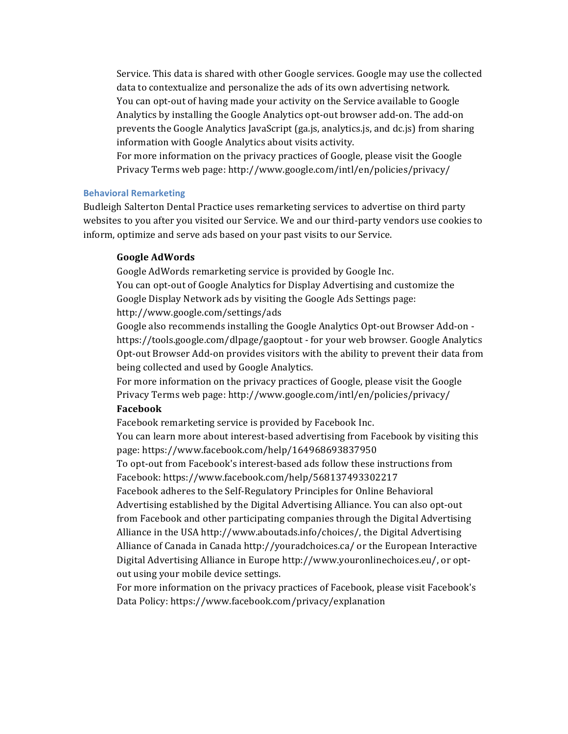Service. This data is shared with other Google services. Google may use the collected data to contextualize and personalize the ads of its own advertising network.
You can opt-out of having made your activity on the Service available to Google Analytics by installing the Google Analytics opt-out browser add-on. The add-on prevents the Google Analytics JavaScript (ga.js, analytics.js, and dc.js) from sharing information with Google Analytics about visits activity.
For more information on the privacy practices of Google, please visit the Google Privacy Terms web page: http://www.google.com/intl/en/policies/privacy/

### Behavioral Remarketing

Budleigh Salterton Dental Practice uses remarketing services to advertise on third party websites to you after you visited our Service. We and our third-party vendors use cookies to inform, optimize and serve ads based on your past visits to our Service.

**Google AdWords**

Google AdWords remarketing service is provided by Google Inc.
You can opt-out of Google Analytics for Display Advertising and customize the Google Display Network ads by visiting the Google Ads Settings page: http://www.google.com/settings/ads
Google also recommends installing the Google Analytics Opt-out Browser Add-on - https://tools.google.com/dlpage/gaoptout - for your web browser. Google Analytics Opt-out Browser Add-on provides visitors with the ability to prevent their data from being collected and used by Google Analytics.
For more information on the privacy practices of Google, please visit the Google Privacy Terms web page: http://www.google.com/intl/en/policies/privacy/

**Facebook**

Facebook remarketing service is provided by Facebook Inc.
You can learn more about interest-based advertising from Facebook by visiting this page: https://www.facebook.com/help/164968693837950
To opt-out from Facebook's interest-based ads follow these instructions from Facebook: https://www.facebook.com/help/568137493302217
Facebook adheres to the Self-Regulatory Principles for Online Behavioral Advertising established by the Digital Advertising Alliance. You can also opt-out from Facebook and other participating companies through the Digital Advertising Alliance in the USA http://www.aboutads.info/choices/, the Digital Advertising Alliance of Canada in Canada http://youradchoices.ca/ or the European Interactive Digital Advertising Alliance in Europe http://www.youronlinechoices.eu/, or opt-out using your mobile device settings.
For more information on the privacy practices of Facebook, please visit Facebook's Data Policy: https://www.facebook.com/privacy/explanation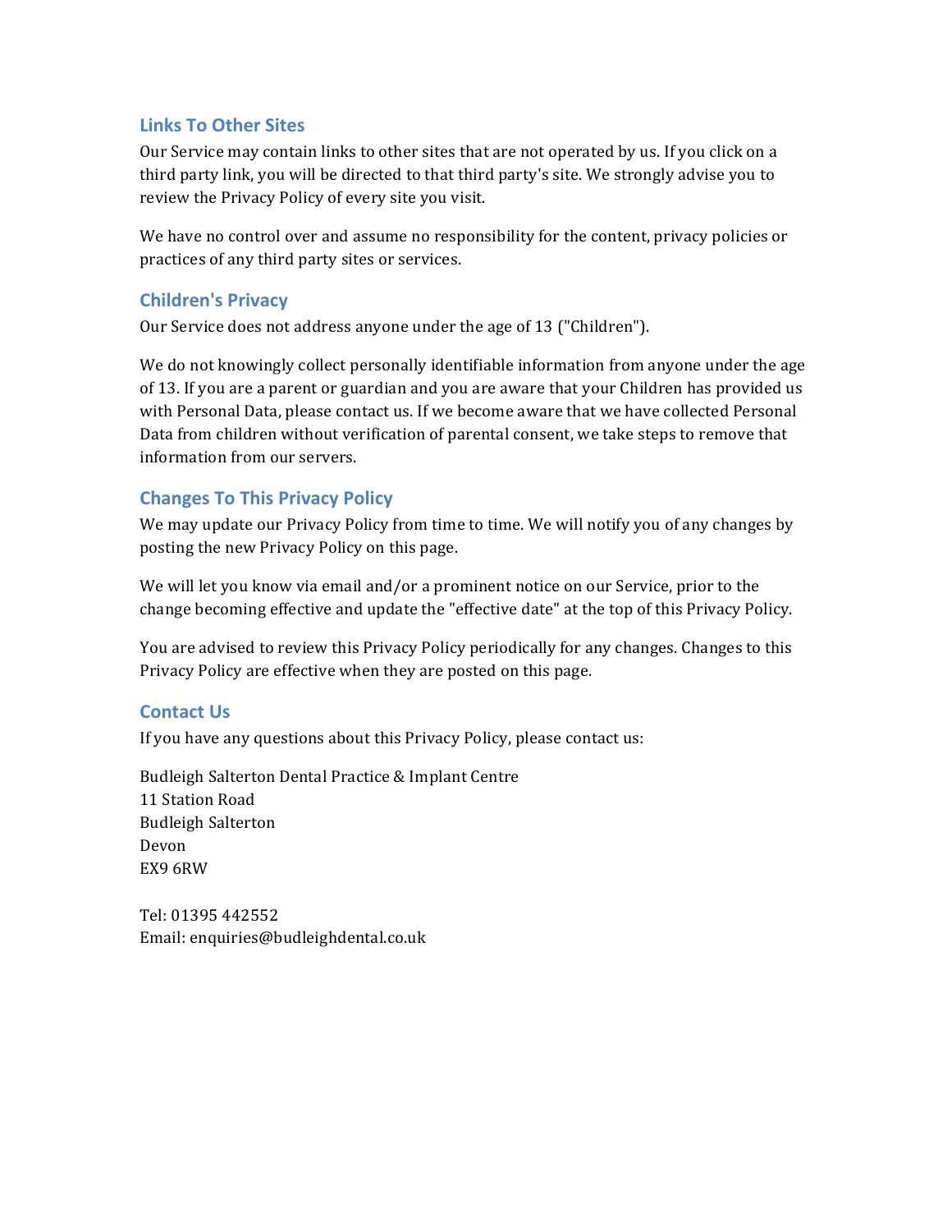## Links To Other Sites

Our Service may contain links to other sites that are not operated by us. If you click on a third party link, you will be directed to that third party's site. We strongly advise you to review the Privacy Policy of every site you visit.

We have no control over and assume no responsibility for the content, privacy policies or practices of any third party sites or services.

## Children's Privacy

Our Service does not address anyone under the age of 13 ("Children").

We do not knowingly collect personally identifiable information from anyone under the age of 13. If you are a parent or guardian and you are aware that your Children has provided us with Personal Data, please contact us. If we become aware that we have collected Personal Data from children without verification of parental consent, we take steps to remove that information from our servers.

## Changes To This Privacy Policy

We may update our Privacy Policy from time to time. We will notify you of any changes by posting the new Privacy Policy on this page.

We will let you know via email and/or a prominent notice on our Service, prior to the change becoming effective and update the "effective date" at the top of this Privacy Policy.

You are advised to review this Privacy Policy periodically for any changes. Changes to this Privacy Policy are effective when they are posted on this page.

## Contact Us

If you have any questions about this Privacy Policy, please contact us:

Budleigh Salterton Dental Practice & Implant Centre
11 Station Road
Budleigh Salterton
Devon
EX9 6RW

Tel: 01395 442552
Email: enquiries@budleighdental.co.uk